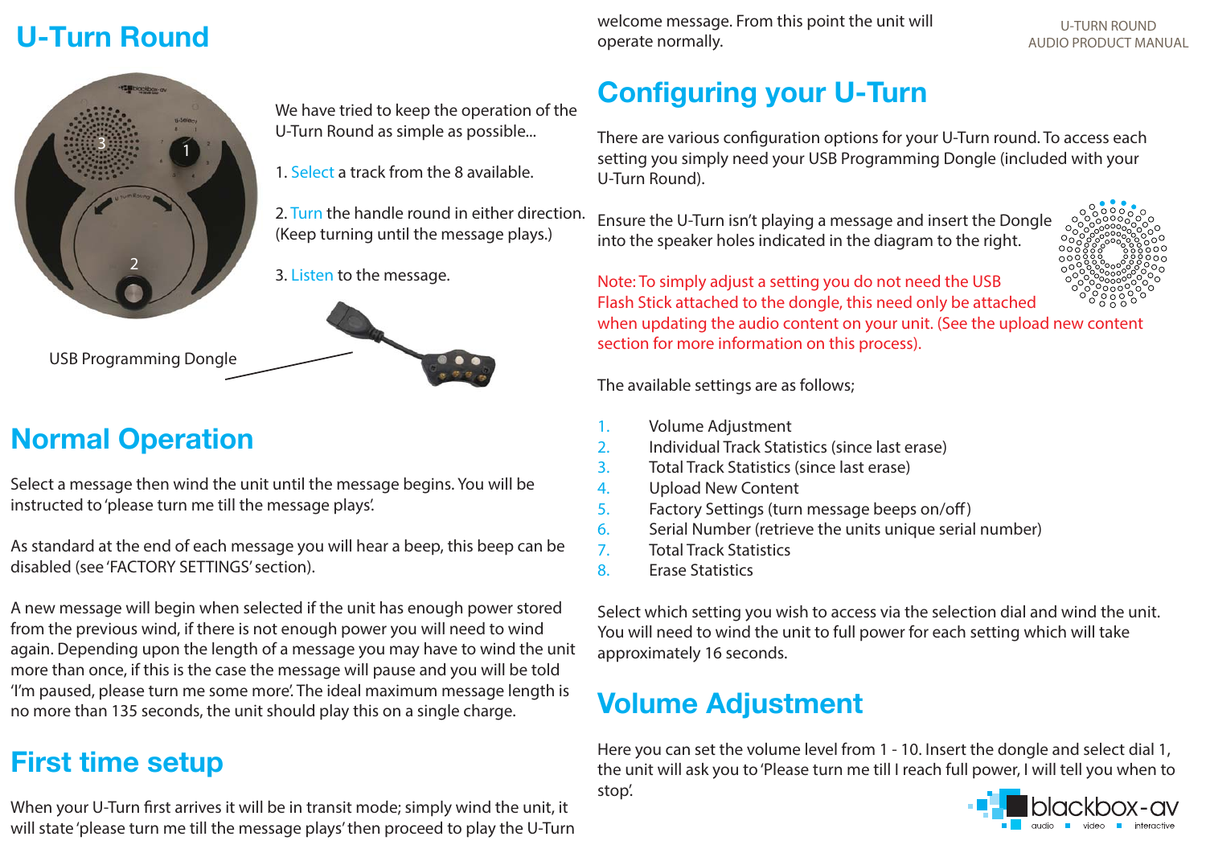# U-Turn Round

We have tried to keep the operation of the U-Turn Round as simple as possible...

1. Select a track from the 8 available.

2. Turn the handle round in either direction. (Keep turning until the message plays.)

3. Listen to the message.

USB Programming Dongle

## Normal Operation

Select a message then wind the unit until the message begins. You will be instructed to 'please turn me till the message plays'.

As standard at the end of each message you will hear a beep, this beep can be disabled (see 'FACTORY SETTINGS' section).

A new message will begin when selected if the unit has enough power stored from the previous wind, if there is not enough power you will need to wind again. Depending upon the length of a message you may have to wind the unit more than once, if this is the case the message will pause and you will be told 'I'm paused, please turn me some more'. The ideal maximum message length is no more than 135 seconds, the unit should play this on a single charge.

## First time setup

When your U-Turn first arrives it will be in transit mode; simply wind the unit, it will state 'please turn me till the message plays' then proceed to play the U-Turn welcome message. From this point the unit will operate normally.

## Configuring your U-Turn

There are various configuration options for your U-Turn round. To access each setting you simply need your USB Programming Dongle (included with your U-Turn Round).

Ensure the U-Turn isn't playing a message and insert the Dongle into the speaker holes indicated in the diagram to the right.

Note: To simply adjust a setting you do not need the USB Flash Stick attached to the dongle, this need only be attached when updating the audio content on your unit. (See the upload new content section for more information on this process).

The available settings are as follows;

1. Volume Adjustment
2. Individual Track Statistics (since last erase)
3. Total Track Statistics (since last erase)
4. Upload New Content
5. Factory Settings (turn message beeps on/off)
6. Serial Number (retrieve the units unique serial number)
7. Total Track Statistics
8. Erase Statistics

Select which setting you wish to access via the selection dial and wind the unit. You will need to wind the unit to full power for each setting which will take approximately 16 seconds.

## Volume Adjustment

Here you can set the volume level from 1 - 10. Insert the dongle and select dial 1, the unit will ask you to 'Please turn me till I reach full power, I will tell you when to stop'.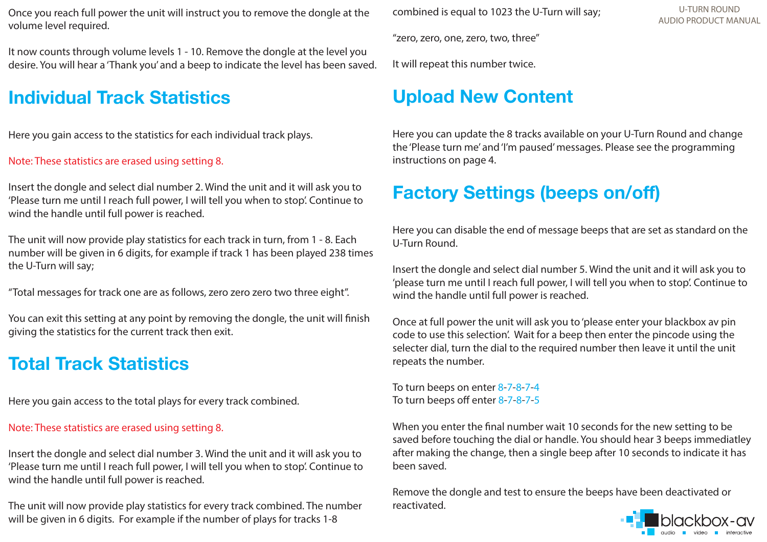Once you reach full power the unit will instruct you to remove the dongle at the volume level required.

It now counts through volume levels 1 - 10. Remove the dongle at the level you desire. You will hear a 'Thank you' and a beep to indicate the level has been saved.

## Individual Track Statistics

Here you gain access to the statistics for each individual track plays.

Note: These statistics are erased using setting 8.

Insert the dongle and select dial number 2. Wind the unit and it will ask you to 'Please turn me until I reach full power, I will tell you when to stop'. Continue to wind the handle until full power is reached.

The unit will now provide play statistics for each track in turn, from 1 - 8. Each number will be given in 6 digits, for example if track 1 has been played 238 times the U-Turn will say;

"Total messages for track one are as follows, zero zero zero two three eight".

You can exit this setting at any point by removing the dongle, the unit will finish giving the statistics for the current track then exit.

## Total Track Statistics

Here you gain access to the total plays for every track combined.

Note: These statistics are erased using setting 8.

Insert the dongle and select dial number 3. Wind the unit and it will ask you to 'Please turn me until I reach full power, I will tell you when to stop'. Continue to wind the handle until full power is reached.

The unit will now provide play statistics for every track combined. The number will be given in 6 digits. For example if the number of plays for tracks 1-8 combined is equal to 1023 the U-Turn will say;

"zero, zero, one, zero, two, three"

It will repeat this number twice.

## Upload New Content

Here you can update the 8 tracks available on your U-Turn Round and change the 'Please turn me' and 'I'm paused' messages. Please see the programming instructions on page 4.

## Factory Settings (beeps on/off)

Here you can disable the end of message beeps that are set as standard on the U-Turn Round.

Insert the dongle and select dial number 5. Wind the unit and it will ask you to 'please turn me until I reach full power, I will tell you when to stop'. Continue to wind the handle until full power is reached.

Once at full power the unit will ask you to 'please enter your blackbox av pin code to use this selection'. Wait for a beep then enter the pincode using the selecter dial, turn the dial to the required number then leave it until the unit repeats the number.

To turn beeps on enter 8-7-8-7-4
To turn beeps off enter 8-7-8-7-5

When you enter the final number wait 10 seconds for the new setting to be saved before touching the dial or handle. You should hear 3 beeps immediatley after making the change, then a single beep after 10 seconds to indicate it has been saved.

Remove the dongle and test to ensure the beeps have been deactivated or reactivated.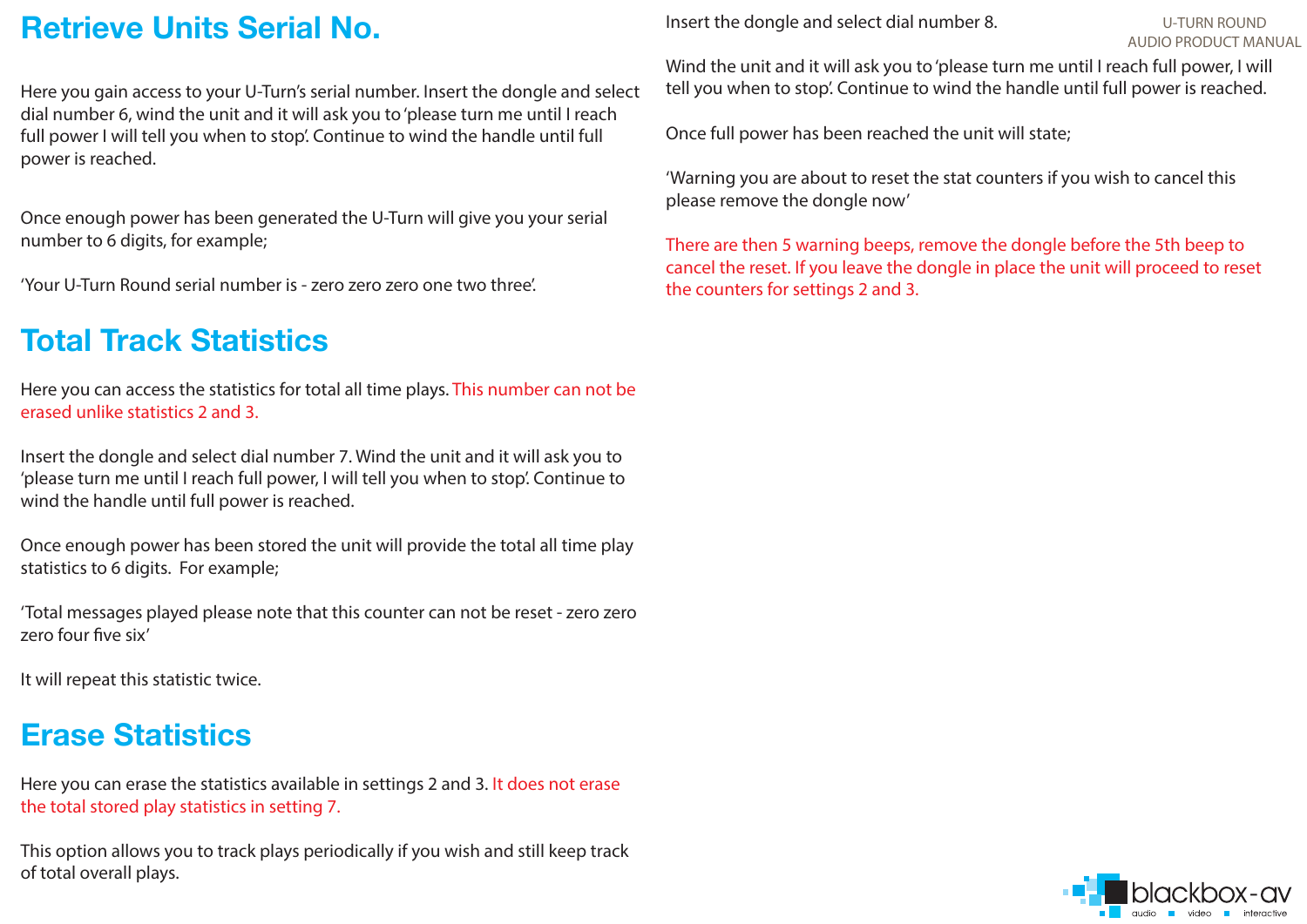## Retrieve Units Serial No.

Here you gain access to your U-Turn's serial number. Insert the dongle and select dial number 6, wind the unit and it will ask you to 'please turn me until I reach full power I will tell you when to stop'. Continue to wind the handle until full power is reached.

Once enough power has been generated the U-Turn will give you your serial number to 6 digits, for example;

'Your U-Turn Round serial number is - zero zero zero one two three'.

## Total Track Statistics

Here you can access the statistics for total all time plays. This number can not be erased unlike statistics 2 and 3.

Insert the dongle and select dial number 7. Wind the unit and it will ask you to 'please turn me until I reach full power, I will tell you when to stop'. Continue to wind the handle until full power is reached.

Once enough power has been stored the unit will provide the total all time play statistics to 6 digits. For example;

'Total messages played please note that this counter can not be reset - zero zero zero four five six'

It will repeat this statistic twice.

## Erase Statistics

Here you can erase the statistics available in settings 2 and 3. It does not erase the total stored play statistics in setting 7.

This option allows you to track plays periodically if you wish and still keep track of total overall plays.

Insert the dongle and select dial number 8.

Wind the unit and it will ask you to 'please turn me until I reach full power, I will tell you when to stop'. Continue to wind the handle until full power is reached.

Once full power has been reached the unit will state;

'Warning you are about to reset the stat counters if you wish to cancel this please remove the dongle now'

There are then 5 warning beeps, remove the dongle before the 5th beep to cancel the reset. If you leave the dongle in place the unit will proceed to reset the counters for settings 2 and 3.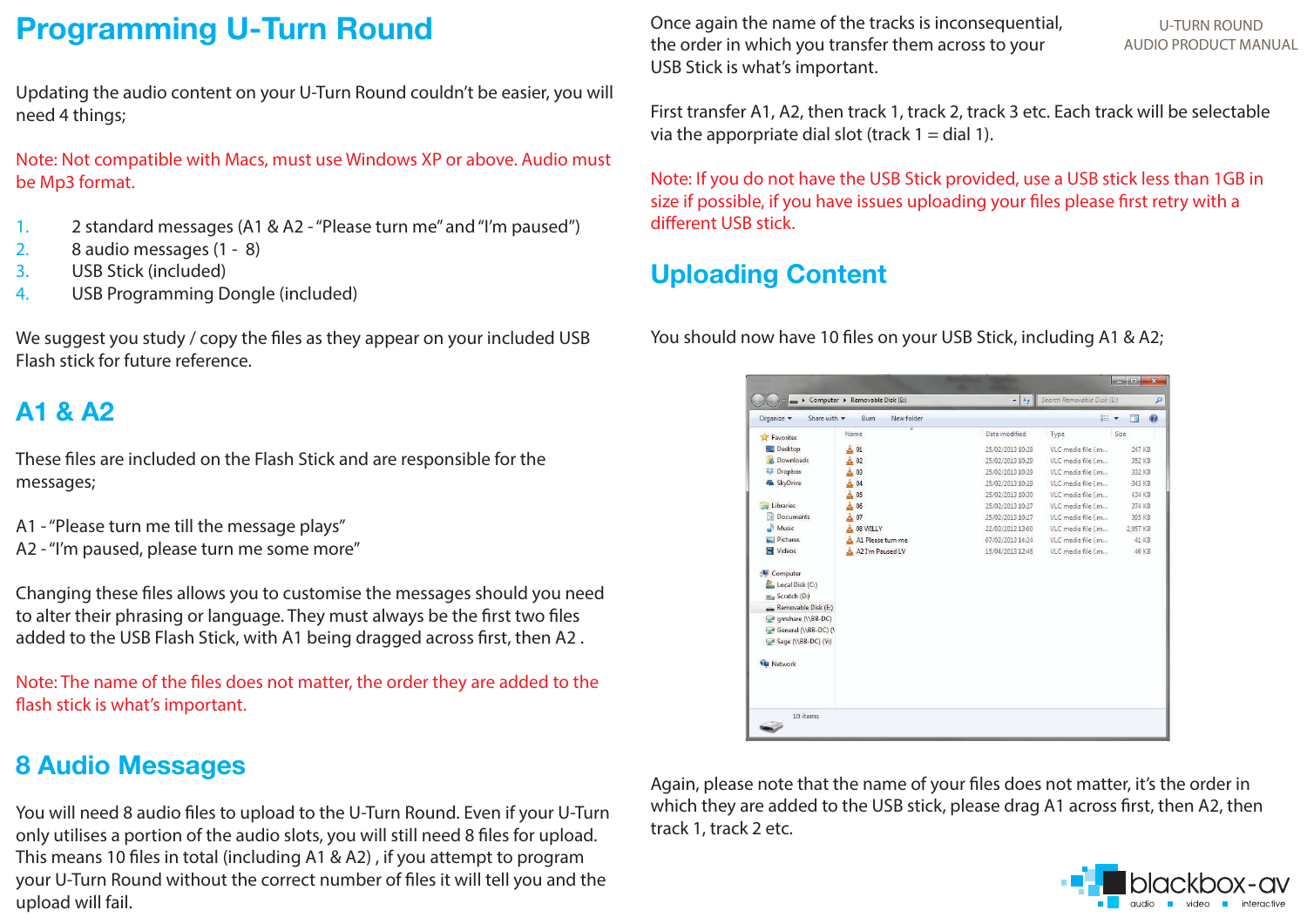# Programming U-Turn Round

Updating the audio content on your U-Turn Round couldn't be easier, you will need 4 things;

Note: Not compatible with Macs, must use Windows XP or above. Audio must be Mp3 format.

1. 2 standard messages (A1 & A2 - "Please turn me" and "I'm paused")
2. 8 audio messages (1 - 8)
3. USB Stick (included)
4. USB Programming Dongle (included)

We suggest you study / copy the files as they appear on your included USB Flash stick for future reference.

## A1 & A2

These files are included on the Flash Stick and are responsible for the messages;

A1 - "Please turn me till the message plays"
A2 - "I'm paused, please turn me some more"

Changing these files allows you to customise the messages should you need to alter their phrasing or language. They must always be the first two files added to the USB Flash Stick, with A1 being dragged across first, then A2 .

Note: The name of the files does not matter, the order they are added to the flash stick is what's important.

## 8 Audio Messages

You will need 8 audio files to upload to the U-Turn Round. Even if your U-Turn only utilises a portion of the audio slots, you will still need 8 files for upload. This means 10 files in total (including A1 & A2) , if you attempt to program your U-Turn Round without the correct number of files it will tell you and the upload will fail.

Once again the name of the tracks is inconsequential, the order in which you transfer them across to your USB Stick is what's important.

First transfer A1, A2, then track 1, track 2, track 3 etc. Each track will be selectable via the appropriate dial slot (track 1 = dial 1).

Note: If you do not have the USB Stick provided, use a USB stick less than 1GB in size if possible, if you have issues uploading your files please first retry with a different USB stick.

## Uploading Content

You should now have 10 files on your USB Stick, including A1 & A2;

Again, please note that the name of your files does not matter, it's the order in which they are added to the USB stick, please drag A1 across first, then A2, then track 1, track 2 etc.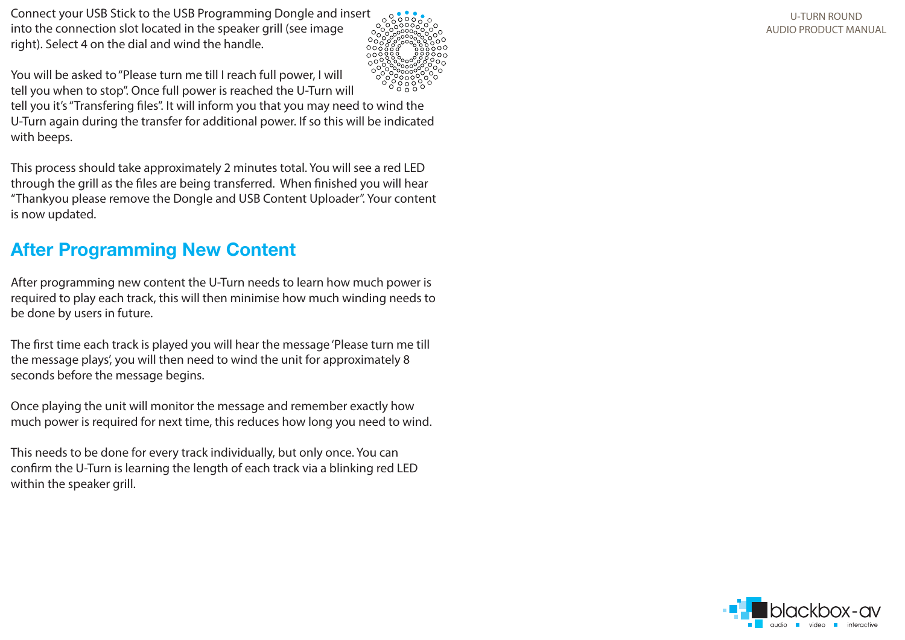Connect your USB Stick to the USB Programming Dongle and insert into the connection slot located in the speaker grill (see image right). Select 4 on the dial and wind the handle.

You will be asked to "Please turn me till I reach full power, I will tell you when to stop". Once full power is reached the U-Turn will tell you it's "Transfering files". It will inform you that you may need to wind the U-Turn again during the transfer for additional power. If so this will be indicated with beeps.

This process should take approximately 2 minutes total. You will see a red LED through the grill as the files are being transferred. When finished you will hear "Thankyou please remove the Dongle and USB Content Uploader". Your content is now updated.

## After Programming New Content

After programming new content the U-Turn needs to learn how much power is required to play each track, this will then minimise how much winding needs to be done by users in future.

The first time each track is played you will hear the message 'Please turn me till the message plays', you will then need to wind the unit for approximately 8 seconds before the message begins.

Once playing the unit will monitor the message and remember exactly how much power is required for next time, this reduces how long you need to wind.

This needs to be done for every track individually, but only once. You can confirm the U-Turn is learning the length of each track via a blinking red LED within the speaker grill.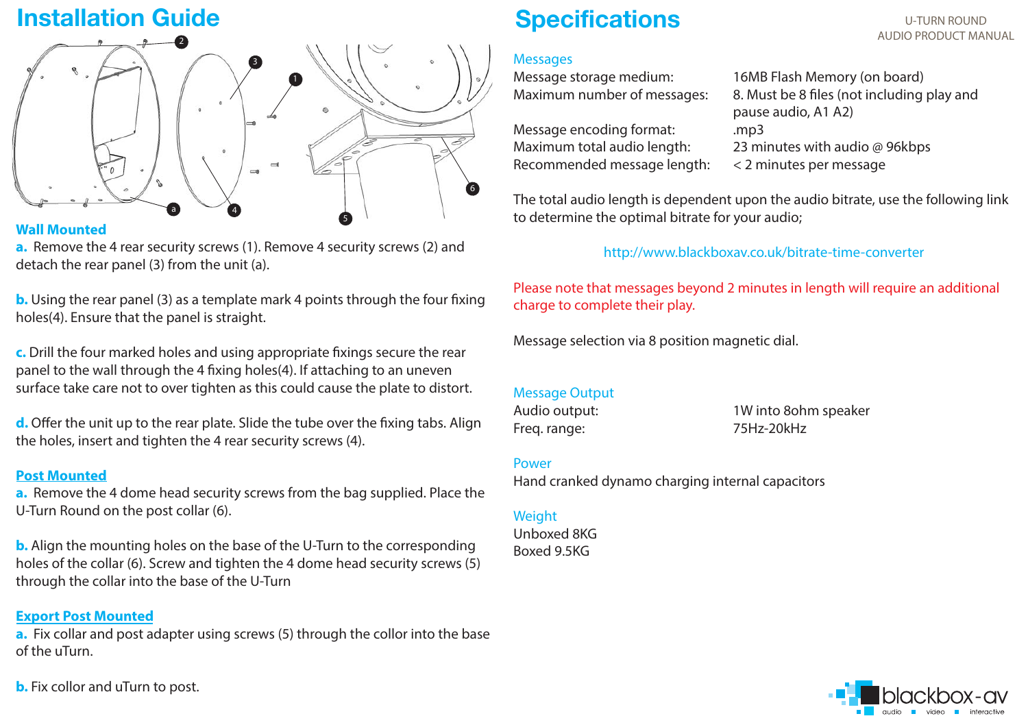# Installation Guide

## Wall Mounted

**a.** Remove the 4 rear security screws (1). Remove 4 security screws (2) and detach the rear panel (3) from the unit (a).

**b.** Using the rear panel (3) as a template mark 4 points through the four fixing holes(4). Ensure that the panel is straight.

**c.** Drill the four marked holes and using appropriate fixings secure the rear panel to the wall through the 4 fixing holes(4). If attaching to an uneven surface take care not to over tighten as this could cause the plate to distort.

**d.** Offer the unit up to the rear plate. Slide the tube over the fixing tabs. Align the holes, insert and tighten the 4 rear security screws (4).

## Post Mounted

**a.** Remove the 4 dome head security screws from the bag supplied. Place the U-Turn Round on the post collar (6).

**b.** Align the mounting holes on the base of the U-Turn to the corresponding holes of the collar (6). Screw and tighten the 4 dome head security screws (5) through the collar into the base of the U-Turn

## Export Post Mounted

**a.** Fix collar and post adapter using screws (5) through the collor into the base of the uTurn.

**b.** Fix collor and uTurn to post.

# Specifications

### Messages

| | |
|---|---|
| Message storage medium: | 16MB Flash Memory (on board) |
| Maximum number of messages: | 8. Must be 8 files (not including play and pause audio, A1 A2) |
| Message encoding format: | .mp3 |
| Maximum total audio length: | 23 minutes with audio @ 96kbps |
| Recommended message length: | < 2 minutes per message |

The total audio length is dependent upon the audio bitrate, use the following link to determine the optimal bitrate for your audio;

http://www.blackboxav.co.uk/bitrate-time-converter

Please note that messages beyond 2 minutes in length will require an additional charge to complete their play.

Message selection via 8 position magnetic dial.

### Message Output

| | |
|---|---|
| Audio output: | 1W into 8ohm speaker |
| Freq. range: | 75Hz-20kHz |

### Power

Hand cranked dynamo charging internal capacitors

### Weight

Unboxed 8KG
Boxed 9.5KG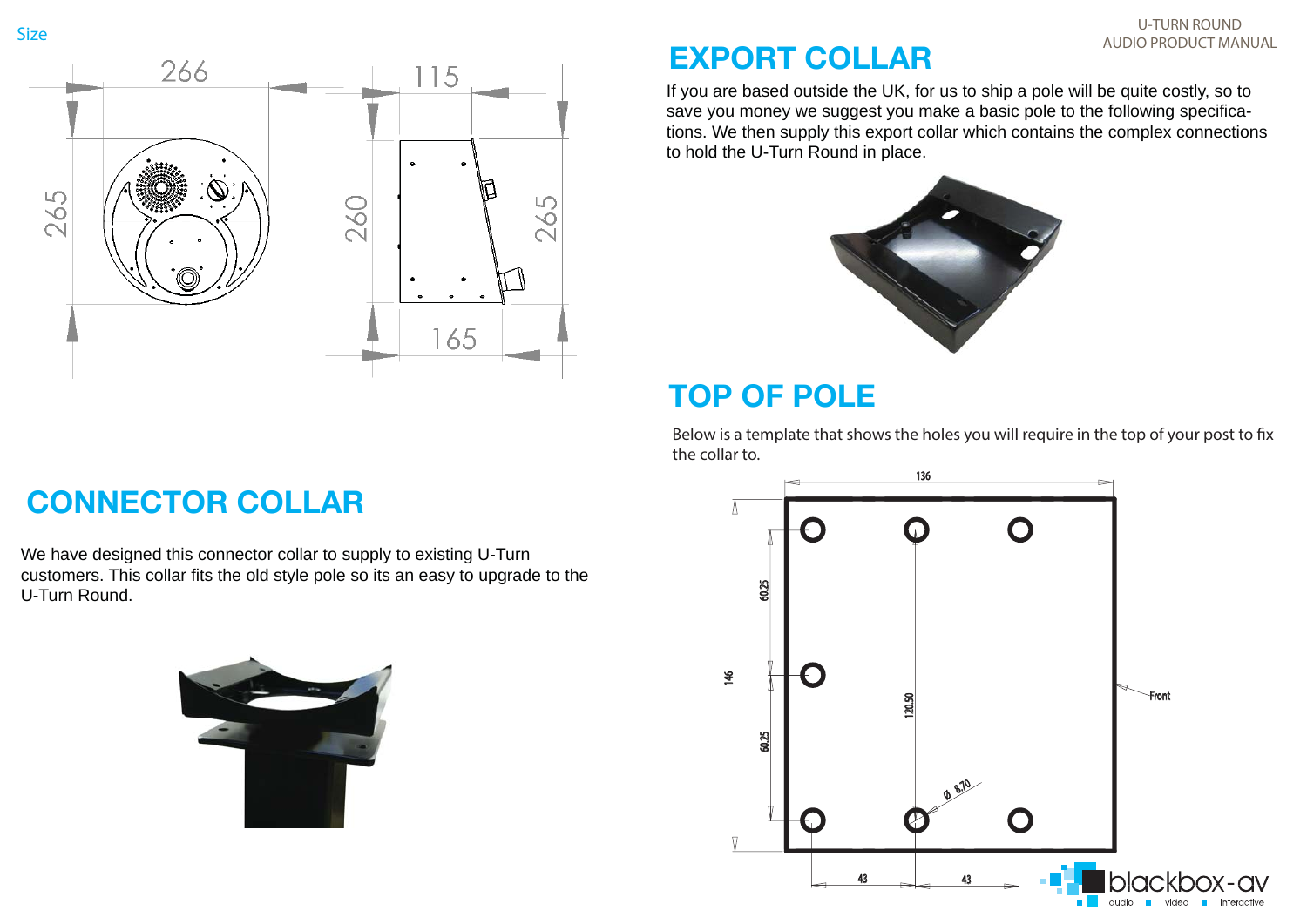Size

266

265

115

260

265

165

## EXPORT COLLAR

If you are based outside the UK, for us to ship a pole will be quite costly, so to save you money we suggest you make a basic pole to the following specifications. We then supply this export collar which contains the complex connections to hold the U-Turn Round in place.

## TOP OF POLE

Below is a template that shows the holes you will require in the top of your post to fix the collar to.

136

146

60.25

60.25

120.50

Ø 8.70

Front

43

43

## CONNECTOR COLLAR

We have designed this connector collar to supply to existing U-Turn customers. This collar fits the old style pole so its an easy to upgrade to the U-Turn Round.

blackbox-av

audio ■ video ■ interactive